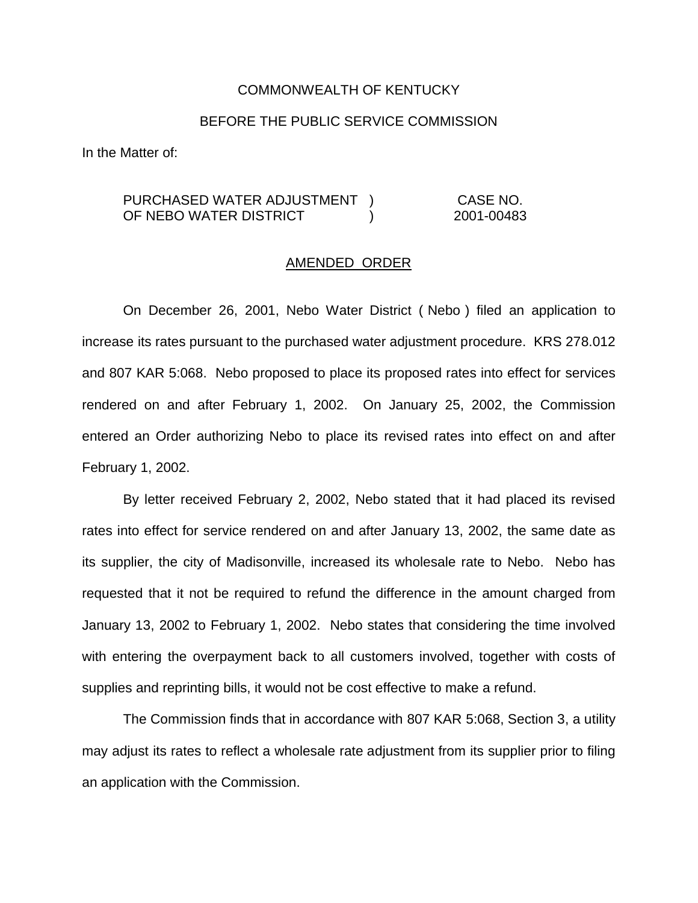COMMONWEALTH OF KENTUCKY

BEFORE THE PUBLIC SERVICE COMMISSION

In the Matter of:

| | | |
|---|---|---|
| PURCHASED WATER ADJUSTMENT OF NEBO WATER DISTRICT | ) ) | CASE NO. 2001-00483 |

AMENDED ORDER

On December 26, 2001, Nebo Water District ( Nebo ) filed an application to increase its rates pursuant to the purchased water adjustment procedure. KRS 278.012 and 807 KAR 5:068. Nebo proposed to place its proposed rates into effect for services rendered on and after February 1, 2002. On January 25, 2002, the Commission entered an Order authorizing Nebo to place its revised rates into effect on and after February 1, 2002.

By letter received February 2, 2002, Nebo stated that it had placed its revised rates into effect for service rendered on and after January 13, 2002, the same date as its supplier, the city of Madisonville, increased its wholesale rate to Nebo. Nebo has requested that it not be required to refund the difference in the amount charged from January 13, 2002 to February 1, 2002. Nebo states that considering the time involved with entering the overpayment back to all customers involved, together with costs of supplies and reprinting bills, it would not be cost effective to make a refund.

The Commission finds that in accordance with 807 KAR 5:068, Section 3, a utility may adjust its rates to reflect a wholesale rate adjustment from its supplier prior to filing an application with the Commission.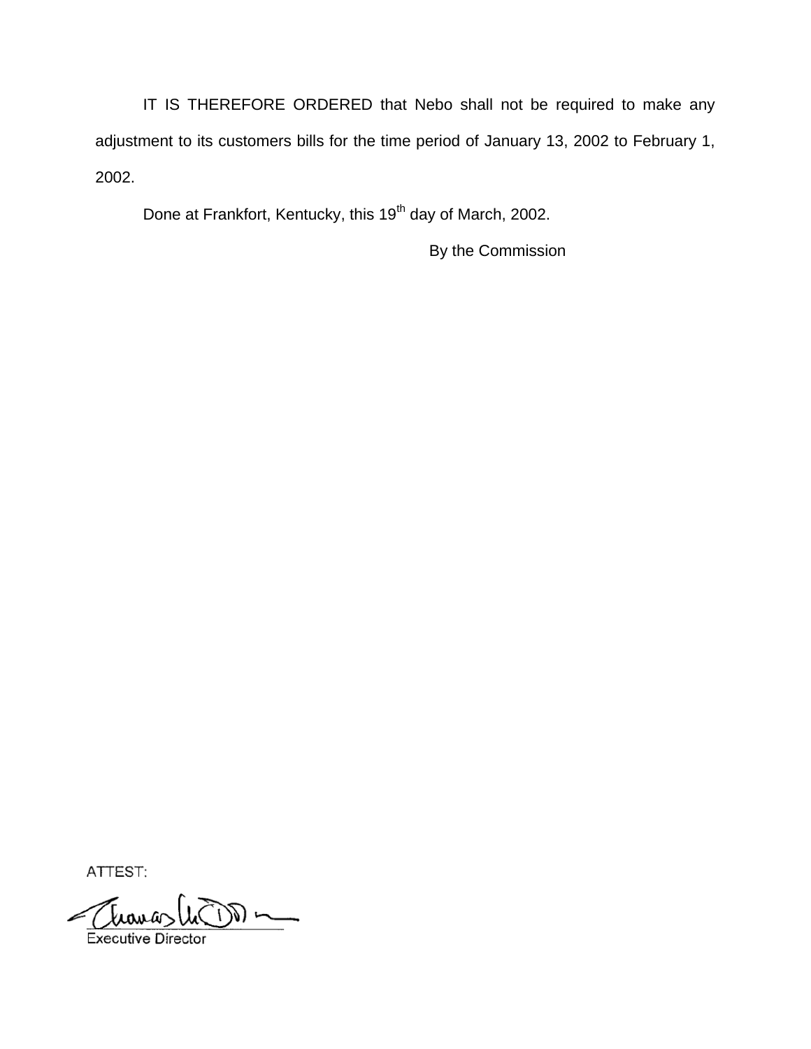IT IS THEREFORE ORDERED that Nebo shall not be required to make any adjustment to its customers bills for the time period of January 13, 2002 to February 1, 2002.

Done at Frankfort, Kentucky, this 19th day of March, 2002.

By the Commission

ATTEST:

Executive Director